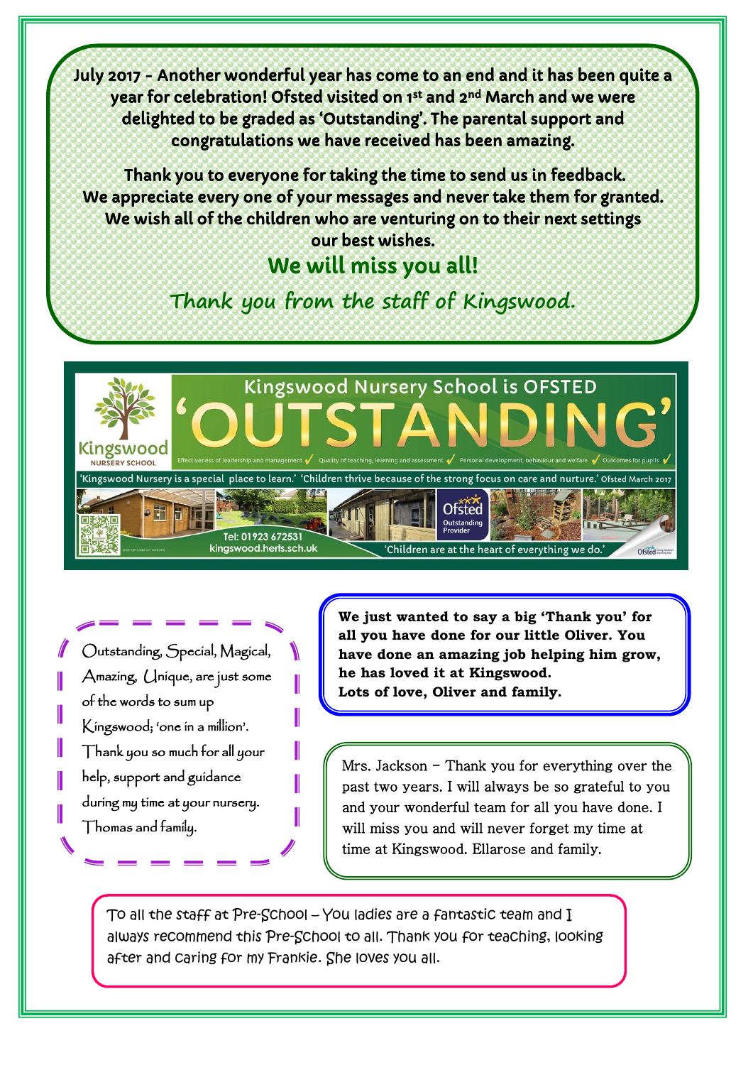July 2017 - Another wonderful year has come to an end and it has been quite a year for celebration! Ofsted visited on 1st and 2nd March and we were delighted to be graded as 'Outstanding'. The parental support and congratulations we have received has been amazing.

Thank you to everyone for taking the time to send us in feedback. We appreciate every one of your messages and never take them for granted. We wish all of the children who are venturing on to their next settings our best wishes.

## We will miss you all!

*Thank you from the staff of Kingswood.*

Kingswood Nursery School is OFSTED

# 'OUTSTANDING'

Kingswood NURSERY SCHOOL

Effectiveness of leadership and management ✓ Quality of teaching, learning and assessment ✓ Personal development, behaviour and welfare ✓ Outcomes for pupils ✓

'Kingswood Nursery is a special place to learn.' 'Children thrive because of the strong focus on care and nurture.' Ofsted March 2017

Tel: 01923 672531
kingswood.herts.sch.uk

Ofsted Outstanding Provider

'Children are at the heart of everything we do.'

Outstanding, Special, Magical, Amazing, Unique, are just some of the words to sum up Kingswood; 'one in a million'. Thank you so much for all your help, support and guidance during my time at your nursery. Thomas and family.

**We just wanted to say a big 'Thank you' for all you have done for our little Oliver. You have done an amazing job helping him grow, he has loved it at Kingswood. Lots of love, Oliver and family.**

Mrs. Jackson – Thank you for everything over the past two years. I will always be so grateful to you and your wonderful team for all you have done. I will miss you and will never forget my time at time at Kingswood. Ellarose and family.

To all the staff at Pre-School – You ladies are a fantastic team and I always recommend this Pre-School to all. Thank you for teaching, looking after and caring for my Frankie. She loves you all.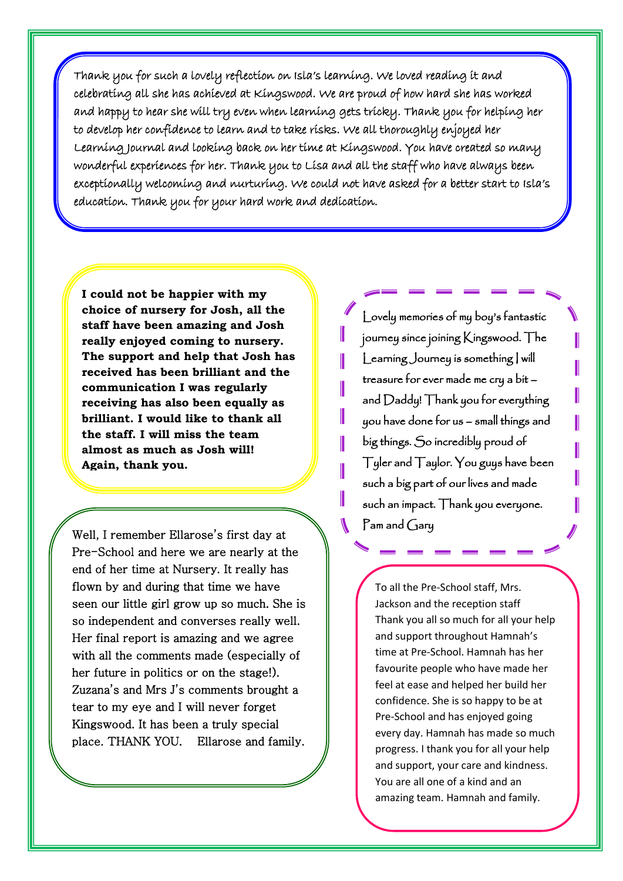Thank you for such a lovely reflection on Isla's learning. We loved reading it and celebrating all she has achieved at Kingswood. We are proud of how hard she has worked and happy to hear she will try even when learning gets tricky. Thank you for helping her to develop her confidence to learn and to take risks. We all thoroughly enjoyed her Learning Journal and looking back on her time at Kingswood. You have created so many wonderful experiences for her. Thank you to Lisa and all the staff who have always been exceptionally welcoming and nurturing. We could not have asked for a better start to Isla's education. Thank you for your hard work and dedication.

**I could not be happier with my choice of nursery for Josh, all the staff have been amazing and Josh really enjoyed coming to nursery. The support and help that Josh has received has been brilliant and the communication I was regularly receiving has also been equally as brilliant. I would like to thank all the staff. I will miss the team almost as much as Josh will! Again, thank you.**

Well, I remember Ellarose's first day at Pre-School and here we are nearly at the end of her time at Nursery. It really has flown by and during that time we have seen our little girl grow up so much. She is so independent and converses really well. Her final report is amazing and we agree with all the comments made (especially of her future in politics or on the stage!). Zuzana's and Mrs J's comments brought a tear to my eye and I will never forget Kingswood. It has been a truly special place. THANK YOU. Ellarose and family.

Lovely memories of my boy's fantastic journey since joining Kingswood. The Learning Journey is something I will treasure for ever made me cry a bit – and Daddy! Thank you for everything you have done for us – small things and big things. So incredibly proud of Tyler and Taylor. You guys have been such a big part of our lives and made such an impact. Thank you everyone. Pam and Gary

To all the Pre-School staff, Mrs. Jackson and the reception staff
Thank you all so much for all your help and support throughout Hamnah's time at Pre-School. Hamnah has her favourite people who have made her feel at ease and helped her build her confidence. She is so happy to be at Pre-School and has enjoyed going every day. Hamnah has made so much progress. I thank you for all your help and support, your care and kindness. You are all one of a kind and an amazing team. Hamnah and family.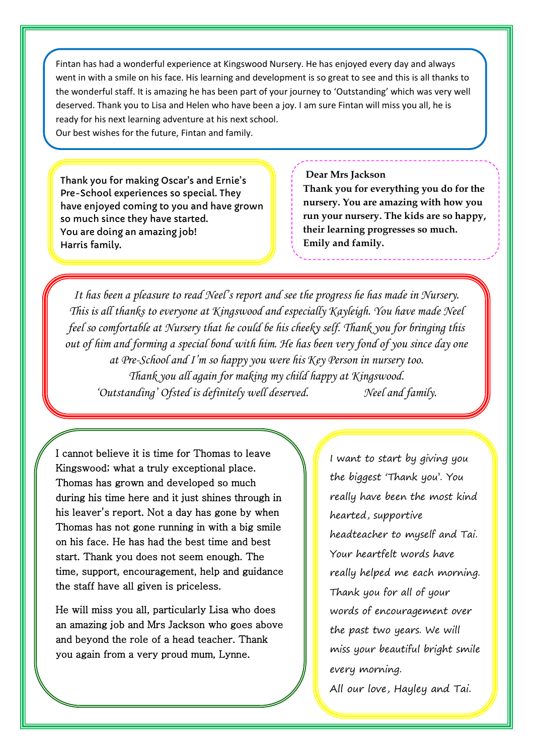Fintan has had a wonderful experience at Kingswood Nursery. He has enjoyed every day and always went in with a smile on his face. His learning and development is so great to see and this is all thanks to the wonderful staff. It is amazing he has been part of your journey to 'Outstanding' which was very well deserved. Thank you to Lisa and Helen who have been a joy. I am sure Fintan will miss you all, he is ready for his next learning adventure at his next school.
Our best wishes for the future, Fintan and family.

---

**Thank you for making Oscar's and Ernie's Pre-School experiences so special. They have enjoyed coming to you and have grown so much since they have started.**
**You are doing an amazing job!**
**Harris family.**

---

**Dear Mrs Jackson**
**Thank you for everything you do for the nursery. You are amazing with how you run your nursery. The kids are so happy, their learning progresses so much.**
**Emily and family.**

---

*It has been a pleasure to read Neel's report and see the progress he has made in Nursery. This is all thanks to everyone at Kingswood and especially Kayleigh. You have made Neel feel so comfortable at Nursery that he could be his cheeky self. Thank you for bringing this out of him and forming a special bond with him. He has been very fond of you since day one at Pre-School and I'm so happy you were his Key Person in nursery too.*
*Thank you all again for making my child happy at Kingswood.*
*'Outstanding' Ofsted is definitely well deserved.* *Neel and family.*

---

I cannot believe it is time for Thomas to leave Kingswood; what a truly exceptional place. Thomas has grown and developed so much during his time here and it just shines through in his leaver's report. Not a day has gone by when Thomas has not gone running in with a big smile on his face. He has had the best time and best start. Thank you does not seem enough. The time, support, encouragement, help and guidance the staff have all given is priceless.

He will miss you all, particularly Lisa who does an amazing job and Mrs Jackson who goes above and beyond the role of a head teacher. Thank you again from a very proud mum, Lynne.

---

I want to start by giving you the biggest 'Thank you'. You really have been the most kind hearted, supportive headteacher to myself and Tai. Your heartfelt words have really helped me each morning. Thank you for all of your words of encouragement over the past two years. We will miss your beautiful bright smile every morning.
All our love, Hayley and Tai.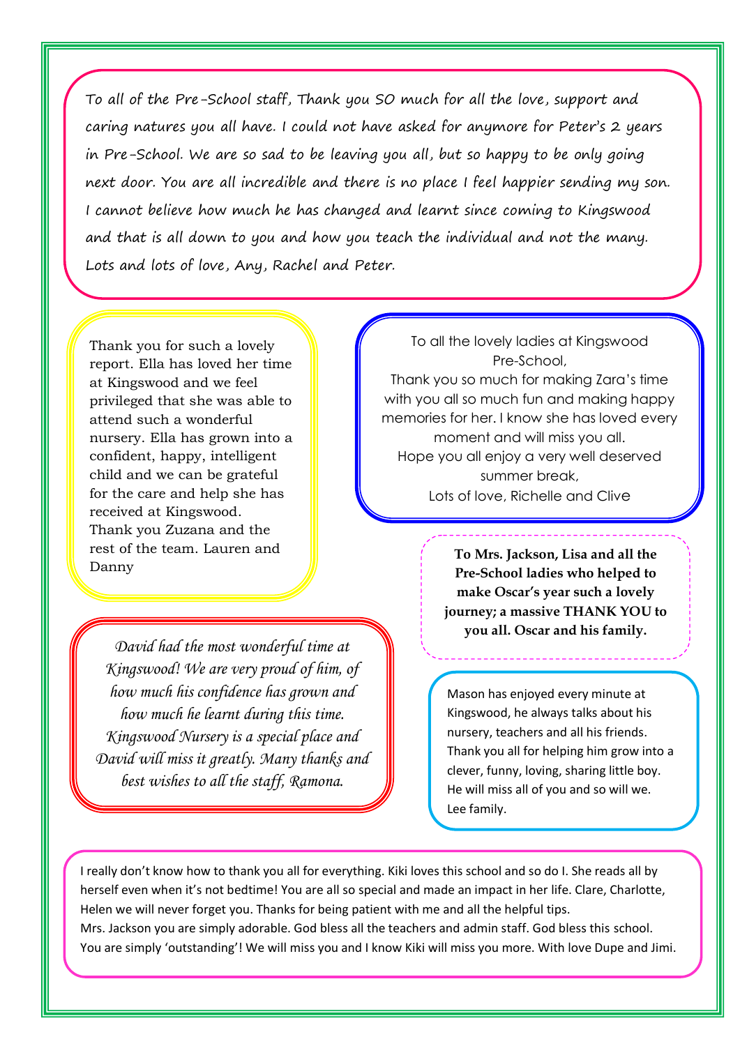To all of the Pre-School staff, Thank you SO much for all the love, support and caring natures you all have. I could not have asked for anymore for Peter's 2 years in Pre-School. We are so sad to be leaving you all, but so happy to be only going next door. You are all incredible and there is no place I feel happier sending my son. I cannot believe how much he has changed and learnt since coming to Kingswood and that is all down to you and how you teach the individual and not the many. Lots and lots of love, Any, Rachel and Peter.

Thank you for such a lovely report. Ella has loved her time at Kingswood and we feel privileged that she was able to attend such a wonderful nursery. Ella has grown into a confident, happy, intelligent child and we can be grateful for the care and help she has received at Kingswood. Thank you Zuzana and the rest of the team. Lauren and Danny

To all the lovely ladies at Kingswood Pre-School,
Thank you so much for making Zara's time with you all so much fun and making happy memories for her. I know she has loved every moment and will miss you all.
Hope you all enjoy a very well deserved summer break,
Lots of love, Richelle and Clive

**To Mrs. Jackson, Lisa and all the Pre-School ladies who helped to make Oscar's year such a lovely journey; a massive THANK YOU to you all. Oscar and his family.**

*David had the most wonderful time at Kingswood! We are very proud of him, of how much his confidence has grown and how much he learnt during this time. Kingswood Nursery is a special place and David will miss it greatly. Many thanks and best wishes to all the staff, Ramona.*

Mason has enjoyed every minute at Kingswood, he always talks about his nursery, teachers and all his friends. Thank you all for helping him grow into a clever, funny, loving, sharing little boy. He will miss all of you and so will we. Lee family.

I really don't know how to thank you all for everything. Kiki loves this school and so do I. She reads all by herself even when it's not bedtime! You are all so special and made an impact in her life. Clare, Charlotte, Helen we will never forget you. Thanks for being patient with me and all the helpful tips.
Mrs. Jackson you are simply adorable. God bless all the teachers and admin staff. God bless this school. You are simply 'outstanding'! We will miss you and I know Kiki will miss you more. With love Dupe and Jimi.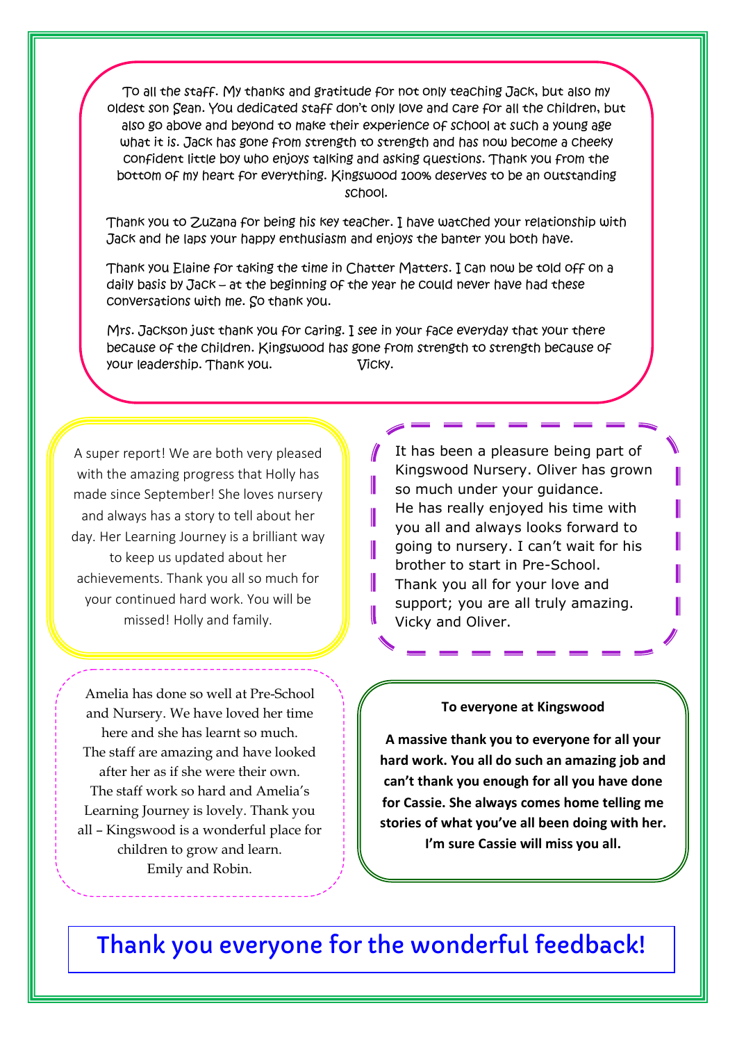To all the staff. My thanks and gratitude for not only teaching Jack, but also my oldest son Sean. You dedicated staff don't only love and care for all the children, but also go above and beyond to make their experience of school at such a young age what it is. Jack has gone from strength to strength and has now become a cheeky confident little boy who enjoys talking and asking questions. Thank you from the bottom of my heart for everything. Kingswood 100% deserves to be an outstanding school.

Thank you to Zuzana for being his key teacher. I have watched your relationship with Jack and he laps your happy enthusiasm and enjoys the banter you both have.

Thank you Elaine for taking the time in Chatter Matters. I can now be told off on a daily basis by Jack – at the beginning of the year he could never have had these conversations with me. So thank you.

Mrs. Jackson just thank you for caring. I see in your face everyday that your there because of the children. Kingswood has gone from strength to strength because of your leadership. Thank you. Vicky.

A super report! We are both very pleased with the amazing progress that Holly has made since September! She loves nursery and always has a story to tell about her day. Her Learning Journey is a brilliant way to keep us updated about her achievements. Thank you all so much for your continued hard work. You will be missed! Holly and family.

It has been a pleasure being part of Kingswood Nursery. Oliver has grown so much under your guidance. He has really enjoyed his time with you all and always looks forward to going to nursery. I can't wait for his brother to start in Pre-School. Thank you all for your love and support; you are all truly amazing. Vicky and Oliver.

Amelia has done so well at Pre-School and Nursery. We have loved her time here and she has learnt so much. The staff are amazing and have looked after her as if she were their own. The staff work so hard and Amelia's Learning Journey is lovely. Thank you all – Kingswood is a wonderful place for children to grow and learn.
Emily and Robin.

**To everyone at Kingswood**

**A massive thank you to everyone for all your hard work. You all do such an amazing job and can't thank you enough for all you have done for Cassie. She always comes home telling me stories of what you've all been doing with her. I'm sure Cassie will miss you all.**

## Thank you everyone for the wonderful feedback!